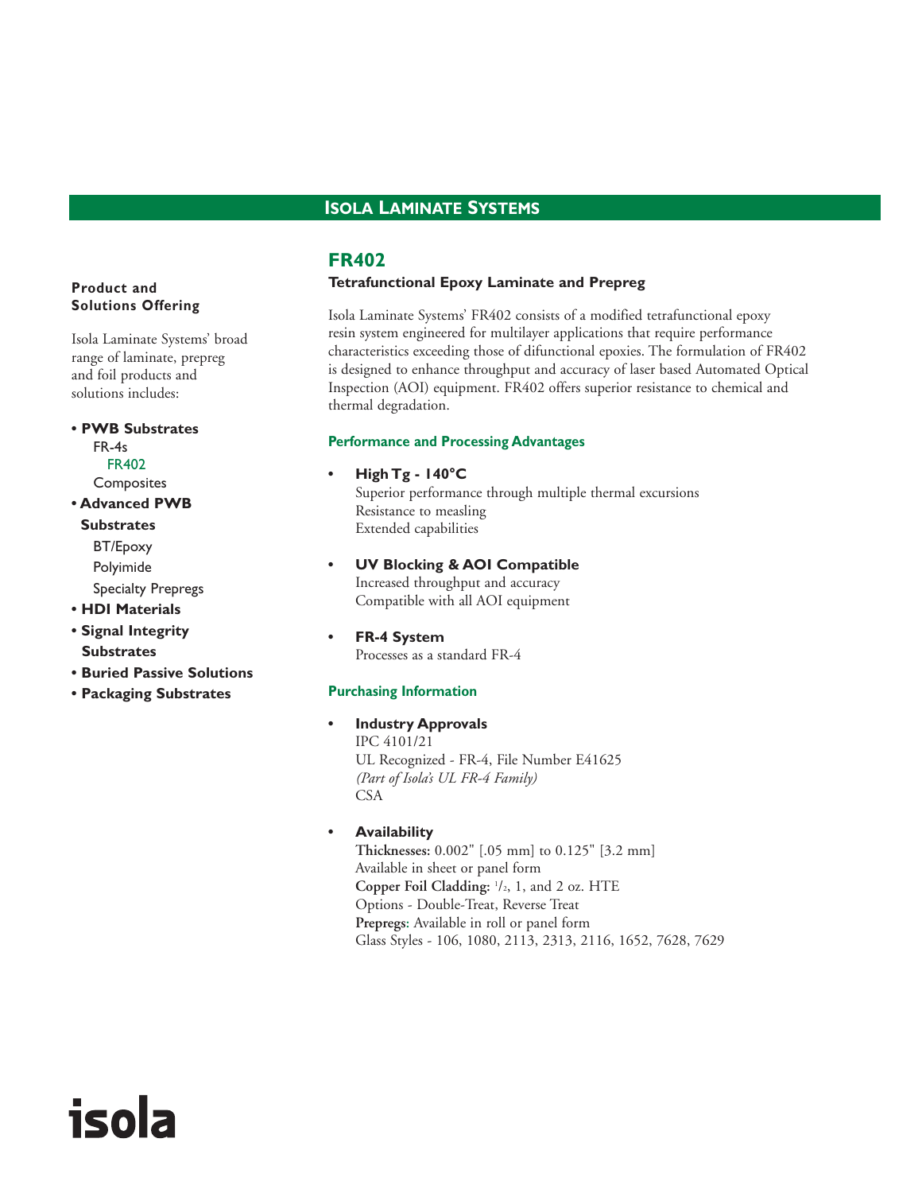# Isola Laminate Systems

## FR402

### Tetrafunctional Epoxy Laminate and Prepreg

Isola Laminate Systems' FR402 consists of a modified tetrafunctional epoxy resin system engineered for multilayer applications that require performance characteristics exceeding those of difunctional epoxies. The formulation of FR402 is designed to enhance throughput and accuracy of laser based Automated Optical Inspection (AOI) equipment. FR402 offers superior resistance to chemical and thermal degradation.

#### Performance and Processing Advantages

- **High Tg - 140°C**
  Superior performance through multiple thermal excursions
  Resistance to measling
  Extended capabilities

- **UV Blocking & AOI Compatible**
  Increased throughput and accuracy
  Compatible with all AOI equipment

- **FR-4 System**
  Processes as a standard FR-4

#### Purchasing Information

- **Industry Approvals**
  IPC 4101/21
  UL Recognized - FR-4, File Number E41625
  *(Part of Isola's UL FR-4 Family)*
  CSA

- **Availability**
  **Thicknesses:** 0.002" [.05 mm] to 0.125" [3.2 mm]
  Available in sheet or panel form
  **Copper Foil Cladding:** 1/2, 1, and 2 oz. HTE
  Options - Double-Treat, Reverse Treat
  **Prepregs:** Available in roll or panel form
  Glass Styles - 106, 1080, 2113, 2313, 2116, 1652, 7628, 7629

---

**Product and Solutions Offering**

Isola Laminate Systems' broad range of laminate, prepreg and foil products and solutions includes:

- **PWB Substrates**
  - FR-4s
    - FR402
  - Composites
- **Advanced PWB Substrates**
  - BT/Epoxy
  - Polyimide
  - Specialty Prepregs
- **HDI Materials**
- **Signal Integrity Substrates**
- **Buried Passive Solutions**
- **Packaging Substrates**

isola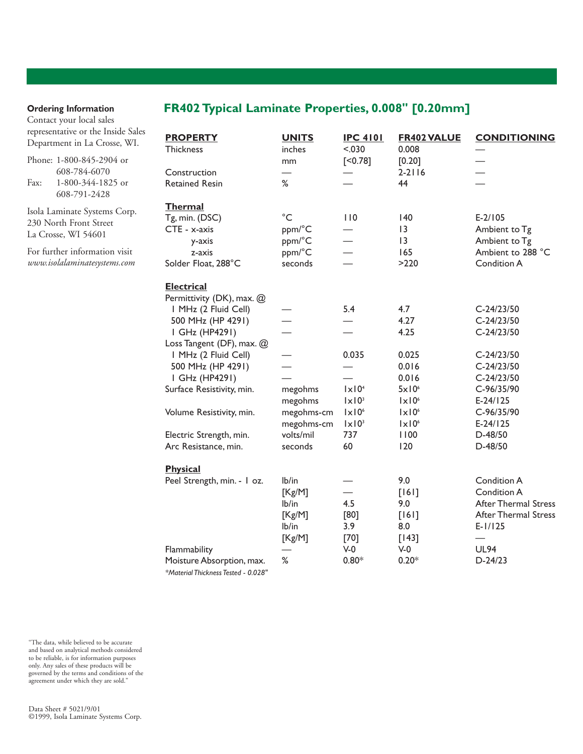**Ordering Information**

Contact your local sales representative or the Inside Sales Department in La Crosse, WI.

Phone: 1-800-845-2904 or 608-784-6070
Fax: 1-800-344-1825 or 608-791-2428

Isola Laminate Systems Corp.
230 North Front Street
La Crosse, WI 54601

For further information visit
*www.isolalaminatesystems.com*

## FR402 Typical Laminate Properties, 0.008" [0.20mm]

| PROPERTY | UNITS | IPC 4101 | FR402 VALUE | CONDITIONING |
|---|---|---|---|---|
| Thickness | inches | <.030 | 0.008 | — |
| | mm | [<0.78] | [0.20] | — |
| Construction | — | — | 2-2116 | — |
| Retained Resin | % | — | 44 | — |
| **Thermal** | | | | |
| Tg, min. (DSC) | °C | 110 | 140 | E-2/105 |
| CTE - x-axis | ppm/°C | — | 13 | Ambient to Tg |
| y-axis | ppm/°C | — | 13 | Ambient to Tg |
| z-axis | ppm/°C | — | 165 | Ambient to 288 °C |
| Solder Float, 288°C | seconds | — | >220 | Condition A |
| **Electrical** | | | | |
| Permittivity (DK), max. @ | | | | |
| 1 MHz (2 Fluid Cell) | — | 5.4 | 4.7 | C-24/23/50 |
| 500 MHz (HP 4291) | — | — | 4.27 | C-24/23/50 |
| 1 GHz (HP4291) | — | — | 4.25 | C-24/23/50 |
| Loss Tangent (DF), max. @ | | | | |
| 1 MHz (2 Fluid Cell) | — | 0.035 | 0.025 | C-24/23/50 |
| 500 MHz (HP 4291) | — | — | 0.016 | C-24/23/50 |
| 1 GHz (HP4291) | — | — | 0.016 | C-24/23/50 |
| Surface Resistivity, min. | megohms | $1x10^4$ | $5x10^6$ | C-96/35/90 |
| | megohms | $1x10^3$ | $1x10^6$ | E-24/125 |
| Volume Resistivity, min. | megohms-cm | $1x10^6$ | $1x10^6$ | C-96/35/90 |
| | megohms-cm | $1x10^3$ | $1x10^6$ | E-24/125 |
| Electric Strength, min. | volts/mil | 737 | 1100 | D-48/50 |
| Arc Resistance, min. | seconds | 60 | 120 | D-48/50 |
| **Physical** | | | | |
| Peel Strength, min. - 1 oz. | lb/in | — | 9.0 | Condition A |
| | [Kg/M] | — | [161] | Condition A |
| | lb/in | 4.5 | 9.0 | After Thermal Stress |
| | [Kg/M] | [80] | [161] | After Thermal Stress |
| | lb/in | 3.9 | 8.0 | E-1/125 |
| | [Kg/M] | [70] | [143] | — |
| Flammability | — | V-0 | V-0 | UL94 |
| Moisture Absorption, max. | % | 0.80* | 0.20* | D-24/23 |

*\*Material Thickness Tested - 0.028"*

"The data, while believed to be accurate and based on analytical methods considered to be reliable, is for information purposes only. Any sales of these products will be governed by the terms and conditions of the agreement under which they are sold."

Data Sheet # 5021/9/01
©1999, Isola Laminate Systems Corp.